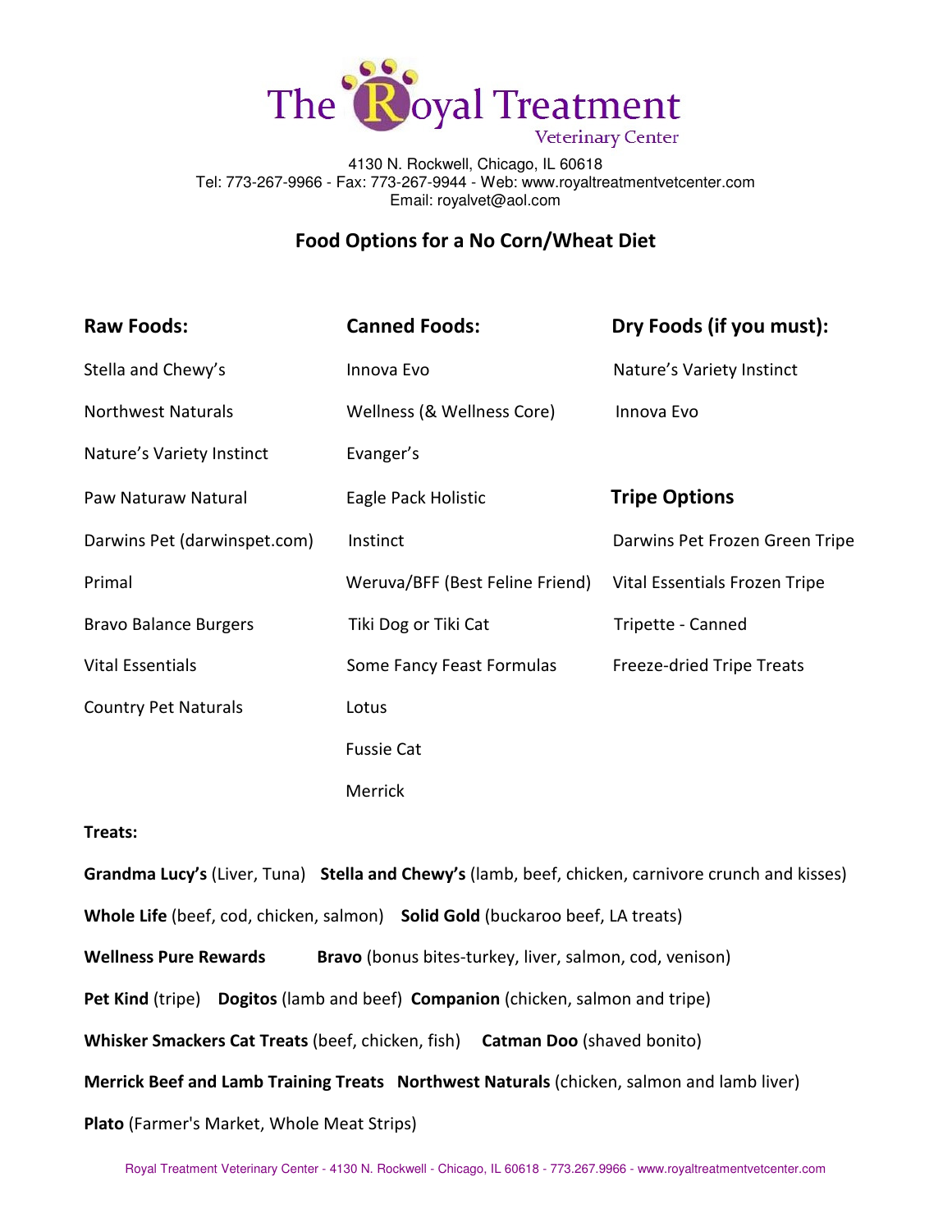# The Royal Treatment Veterinary Center

4130 N. Rockwell, Chicago, IL 60618
Tel: 773-267-9966 - Fax: 773-267-9944 - Web: www.royaltreatmentvetcenter.com
Email: royalvet@aol.com

## Food Options for a No Corn/Wheat Diet

| Raw Foods: | Canned Foods: | Dry Foods (if you must): |
|---|---|---|
| Stella and Chewy's | Innova Evo | Nature's Variety Instinct |
| Northwest Naturals | Wellness (& Wellness Core) | Innova Evo |
| Nature's Variety Instinct | Evanger's | |
| Paw Naturaw Natural | Eagle Pack Holistic | **Tripe Options** |
| Darwins Pet (darwinspet.com) | Instinct | Darwins Pet Frozen Green Tripe |
| Primal | Weruva/BFF (Best Feline Friend) | Vital Essentials Frozen Tripe |
| Bravo Balance Burgers | Tiki Dog or Tiki Cat | Tripette - Canned |
| Vital Essentials | Some Fancy Feast Formulas | Freeze-dried Tripe Treats |
| Country Pet Naturals | Lotus | |
| | Fussie Cat | |
| | Merrick | |

**Treats:**

**Grandma Lucy's** (Liver, Tuna) **Stella and Chewy's** (lamb, beef, chicken, carnivore crunch and kisses)

**Whole Life** (beef, cod, chicken, salmon) **Solid Gold** (buckaroo beef, LA treats)

**Wellness Pure Rewards** **Bravo** (bonus bites-turkey, liver, salmon, cod, venison)

**Pet Kind** (tripe) **Dogitos** (lamb and beef) **Companion** (chicken, salmon and tripe)

**Whisker Smackers Cat Treats** (beef, chicken, fish) **Catman Doo** (shaved bonito)

**Merrick Beef and Lamb Training Treats** **Northwest Naturals** (chicken, salmon and lamb liver)

**Plato** (Farmer's Market, Whole Meat Strips)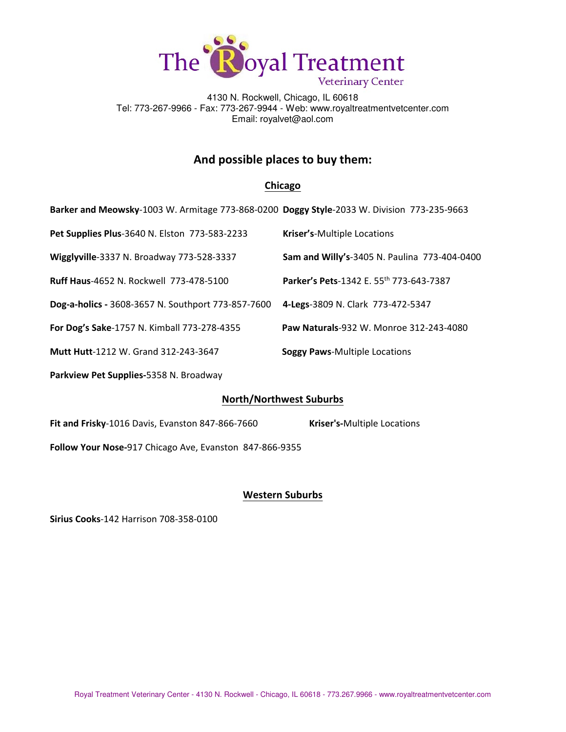# The Royal Treatment Veterinary Center

4130 N. Rockwell, Chicago, IL 60618
Tel: 773-267-9966 - Fax: 773-267-9944 - Web: www.royaltreatmentvetcenter.com
Email: royalvet@aol.com

## And possible places to buy them:

### Chicago

**Barker and Meowsky**-1003 W. Armitage 773-868-0200

**Doggy Style**-2033 W. Division 773-235-9663

**Pet Supplies Plus**-3640 N. Elston 773-583-2233

**Kriser's**-Multiple Locations

**Wigglyville**-3337 N. Broadway 773-528-3337

**Sam and Willy's**-3405 N. Paulina 773-404-0400

**Ruff Haus**-4652 N. Rockwell 773-478-5100

**Parker's Pets**-1342 E. 55th 773-643-7387

**Dog-a-holics** - 3608-3657 N. Southport 773-857-7600

**4-Legs**-3809 N. Clark 773-472-5347

**For Dog's Sake**-1757 N. Kimball 773-278-4355

**Paw Naturals**-932 W. Monroe 312-243-4080

**Mutt Hutt**-1212 W. Grand 312-243-3647

**Soggy Paws**-Multiple Locations

**Parkview Pet Supplies**-5358 N. Broadway

### North/Northwest Suburbs

**Fit and Frisky**-1016 Davis, Evanston 847-866-7660

**Kriser's**-Multiple Locations

**Follow Your Nose**-917 Chicago Ave, Evanston 847-866-9355

### Western Suburbs

**Sirius Cooks**-142 Harrison 708-358-0100